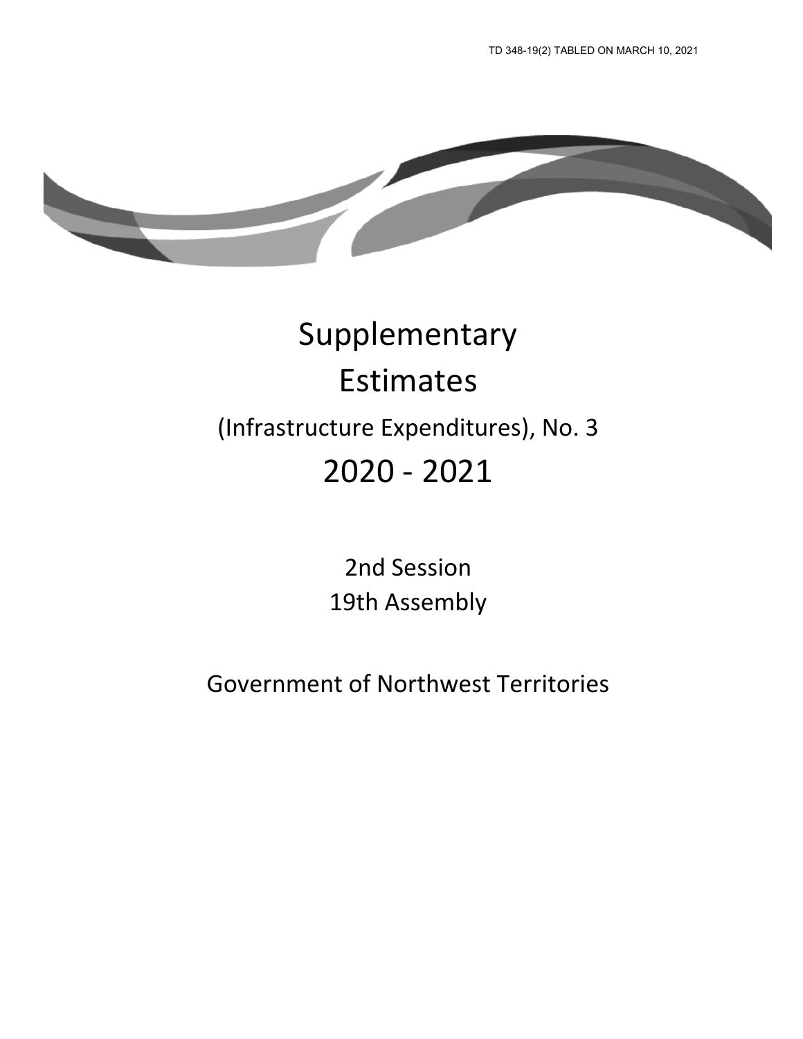TD 348-19(2) TABLED ON MARCH 10, 2021

# Supplementary Estimates

## (Infrastructure Expenditures), No. 3

# 2020 - 2021

2nd Session
19th Assembly

Government of Northwest Territories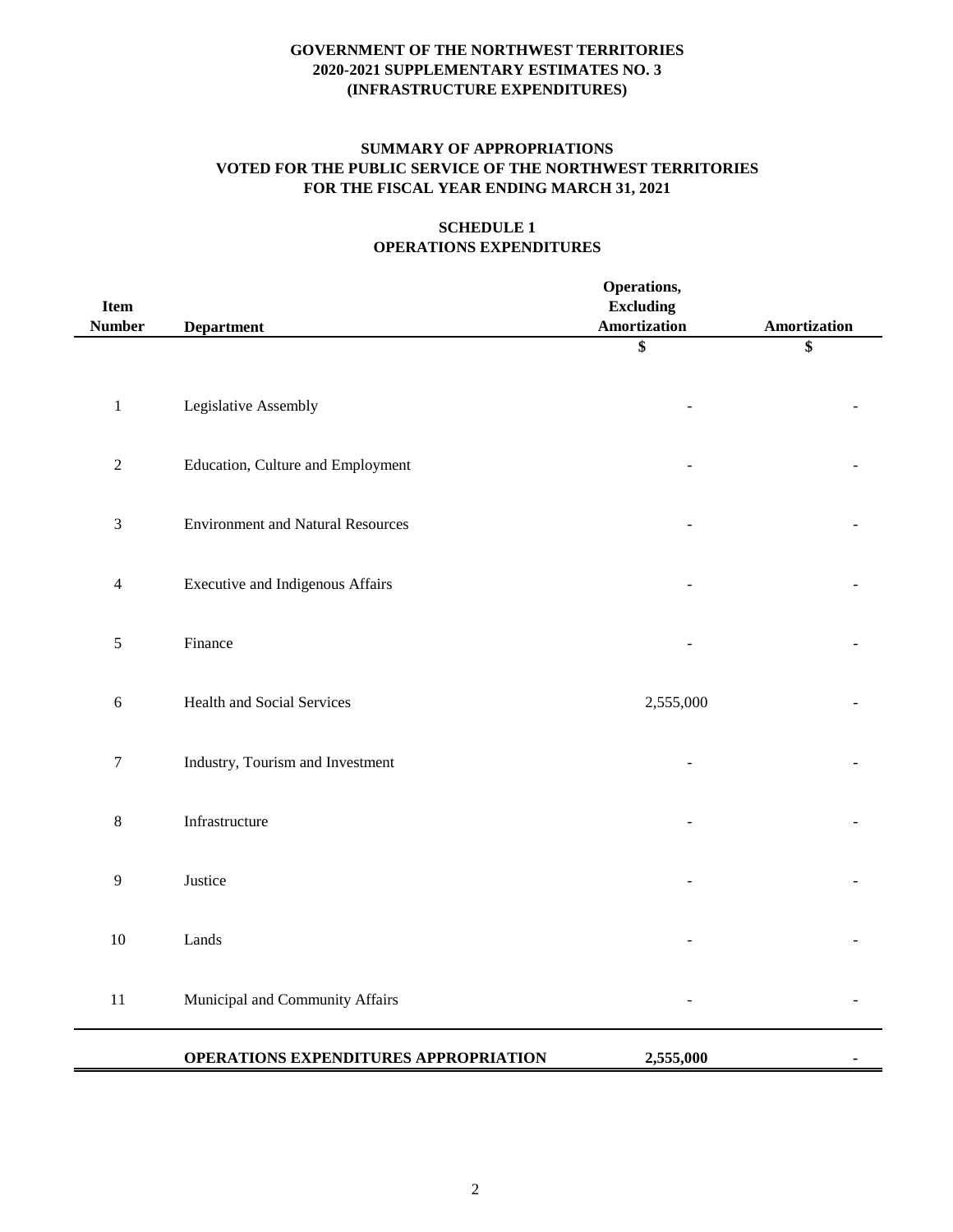**GOVERNMENT OF THE NORTHWEST TERRITORIES**
**2020-2021 SUPPLEMENTARY ESTIMATES NO. 3**
**(INFRASTRUCTURE EXPENDITURES)**

**SUMMARY OF APPROPRIATIONS**
**VOTED FOR THE PUBLIC SERVICE OF THE NORTHWEST TERRITORIES**
**FOR THE FISCAL YEAR ENDING MARCH 31, 2021**

**SCHEDULE 1**
**OPERATIONS EXPENDITURES**

| Item Number | Department | Operations, Excluding Amortization | Amortization |
|---|---|---|---|
| | | $ | $ |
| 1 | Legislative Assembly | - | - |
| 2 | Education, Culture and Employment | - | - |
| 3 | Environment and Natural Resources | - | - |
| 4 | Executive and Indigenous Affairs | - | - |
| 5 | Finance | - | - |
| 6 | Health and Social Services | 2,555,000 | - |
| 7 | Industry, Tourism and Investment | - | - |
| 8 | Infrastructure | - | - |
| 9 | Justice | - | - |
| 10 | Lands | - | - |
| 11 | Municipal and Community Affairs | - | - |
| | **OPERATIONS EXPENDITURES APPROPRIATION** | **2,555,000** | **-** |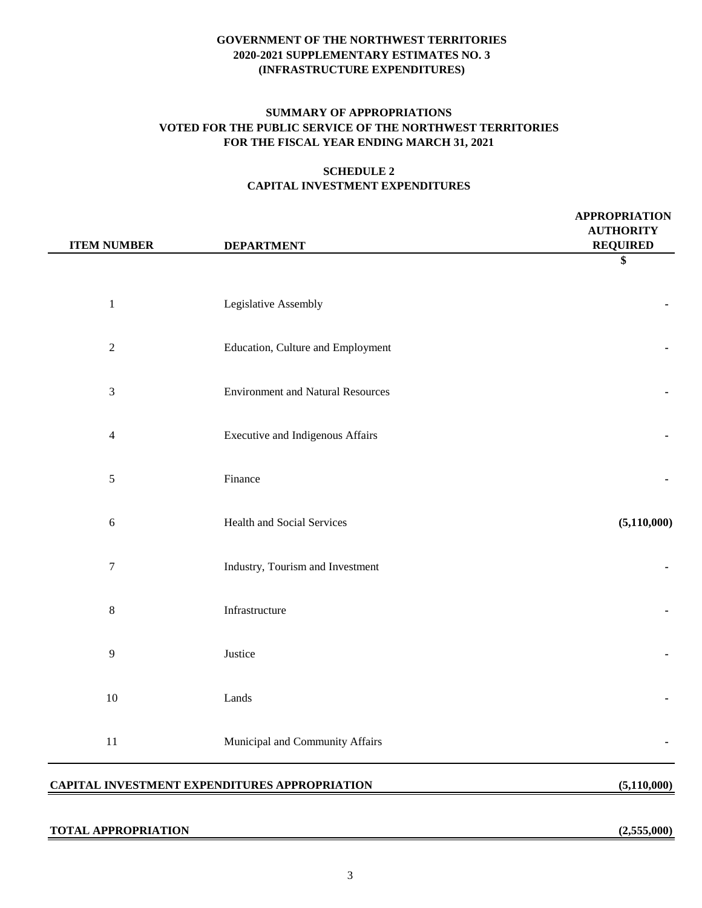**GOVERNMENT OF THE NORTHWEST TERRITORIES**
**2020-2021 SUPPLEMENTARY ESTIMATES NO. 3**
**(INFRASTRUCTURE EXPENDITURES)**

**SUMMARY OF APPROPRIATIONS**
**VOTED FOR THE PUBLIC SERVICE OF THE NORTHWEST TERRITORIES**
**FOR THE FISCAL YEAR ENDING MARCH 31, 2021**

**SCHEDULE 2**
**CAPITAL INVESTMENT EXPENDITURES**

| ITEM NUMBER | DEPARTMENT | APPROPRIATION AUTHORITY REQUIRED |
|---|---|---|
| | | $ |
| 1 | Legislative Assembly | - |
| 2 | Education, Culture and Employment | - |
| 3 | Environment and Natural Resources | - |
| 4 | Executive and Indigenous Affairs | - |
| 5 | Finance | - |
| 6 | Health and Social Services | **(5,110,000)** |
| 7 | Industry, Tourism and Investment | - |
| 8 | Infrastructure | - |
| 9 | Justice | - |
| 10 | Lands | - |
| 11 | Municipal and Community Affairs | - |
| **CAPITAL INVESTMENT EXPENDITURES APPROPRIATION** | | **(5,110,000)** |
| **TOTAL APPROPRIATION** | | **(2,555,000)** |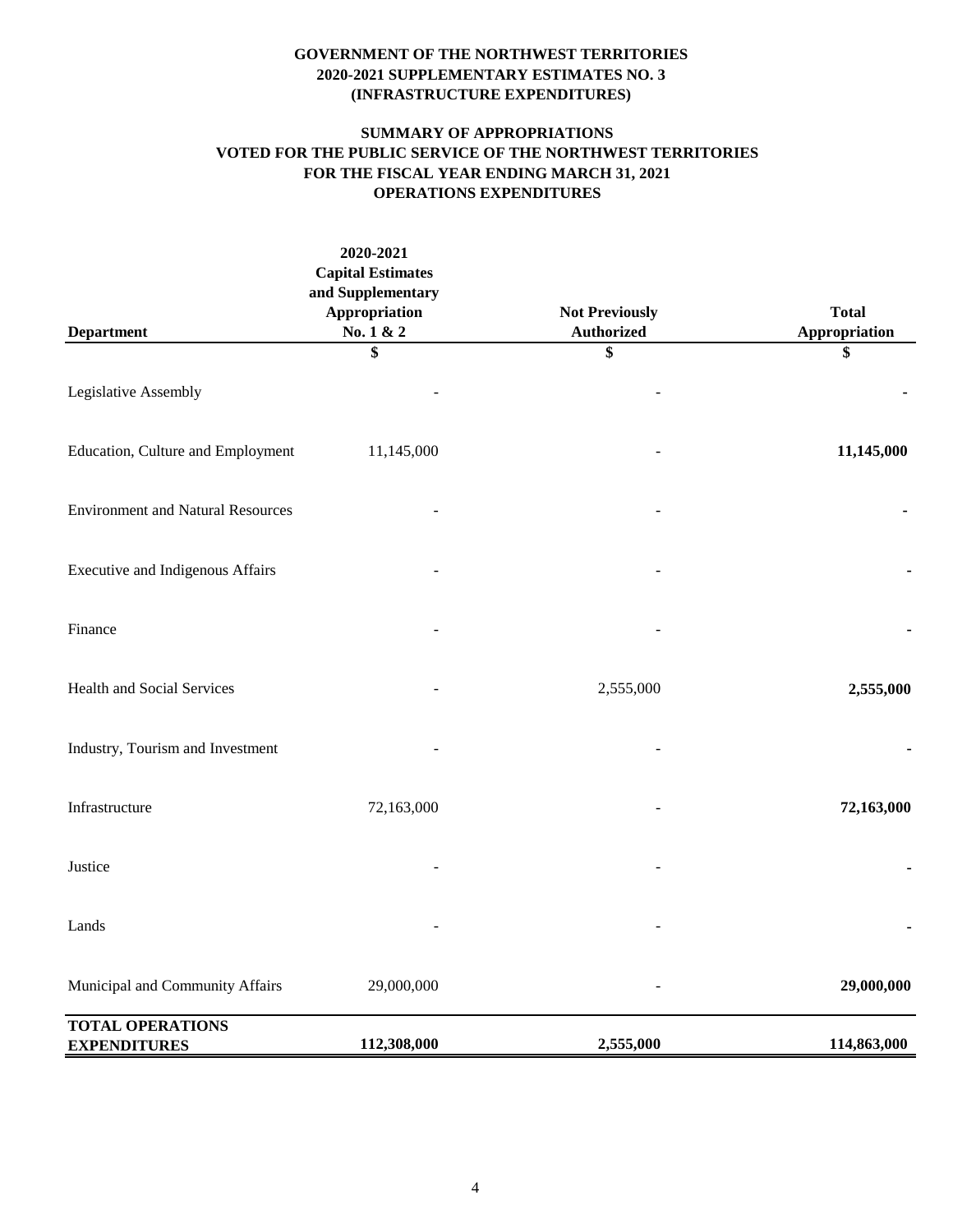**GOVERNMENT OF THE NORTHWEST TERRITORIES**
**2020-2021 SUPPLEMENTARY ESTIMATES NO. 3**
**(INFRASTRUCTURE EXPENDITURES)**

**SUMMARY OF APPROPRIATIONS**
**VOTED FOR THE PUBLIC SERVICE OF THE NORTHWEST TERRITORIES**
**FOR THE FISCAL YEAR ENDING MARCH 31, 2021**
**OPERATIONS EXPENDITURES**

| Department | 2020-2021 Capital Estimates and Supplementary Appropriation No. 1 & 2 | Not Previously Authorized | Total Appropriation |
|---|---|---|---|
| | $ | $ | $ |
| Legislative Assembly | - | - | **-** |
| Education, Culture and Employment | 11,145,000 | - | **11,145,000** |
| Environment and Natural Resources | - | - | **-** |
| Executive and Indigenous Affairs | - | - | **-** |
| Finance | - | - | **-** |
| Health and Social Services | - | 2,555,000 | **2,555,000** |
| Industry, Tourism and Investment | - | - | **-** |
| Infrastructure | 72,163,000 | - | **72,163,000** |
| Justice | - | - | **-** |
| Lands | - | - | **-** |
| Municipal and Community Affairs | 29,000,000 | - | **29,000,000** |
| **TOTAL OPERATIONS EXPENDITURES** | **112,308,000** | **2,555,000** | **114,863,000** |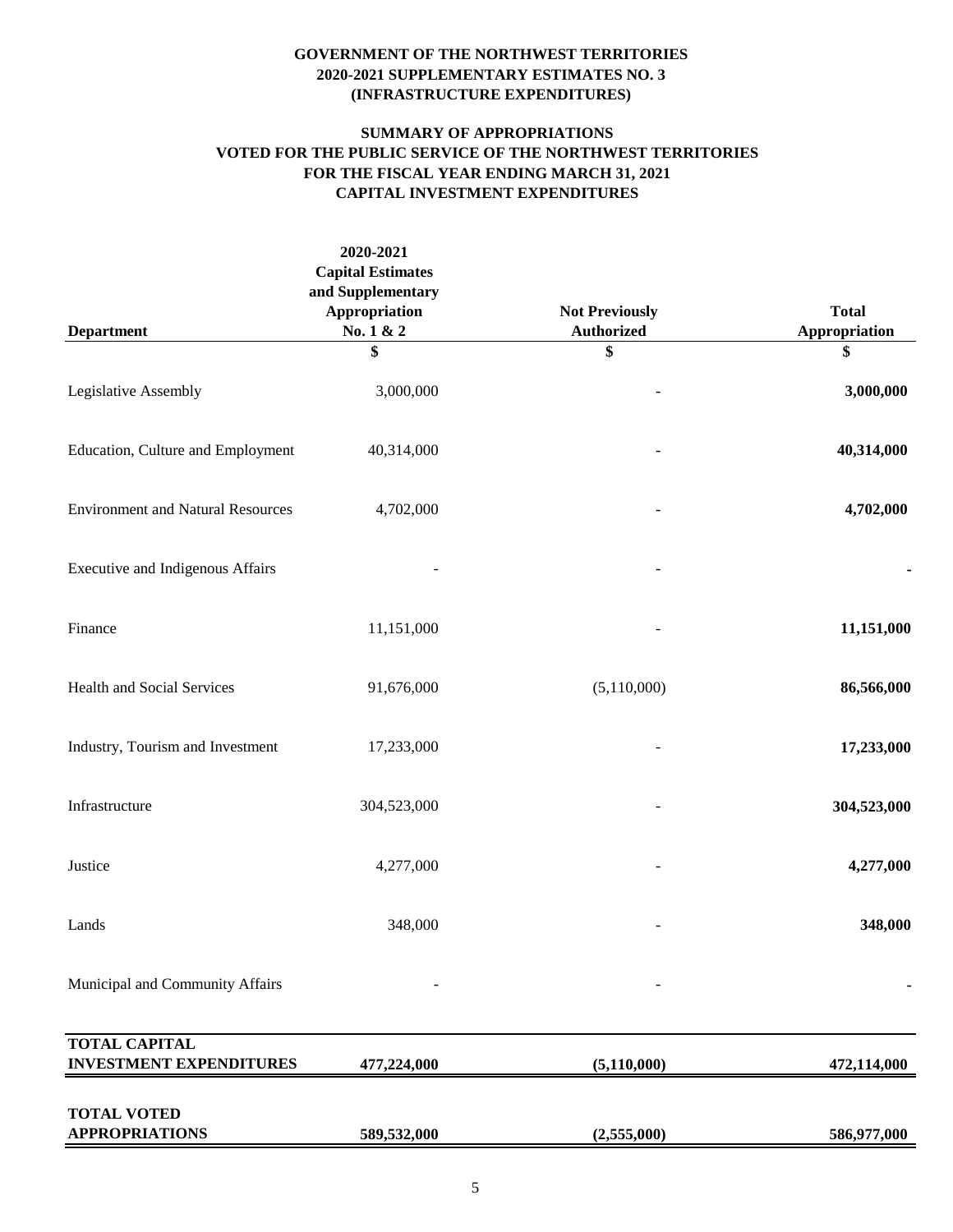**GOVERNMENT OF THE NORTHWEST TERRITORIES**
**2020-2021 SUPPLEMENTARY ESTIMATES NO. 3**
**(INFRASTRUCTURE EXPENDITURES)**

**SUMMARY OF APPROPRIATIONS**
**VOTED FOR THE PUBLIC SERVICE OF THE NORTHWEST TERRITORIES**
**FOR THE FISCAL YEAR ENDING MARCH 31, 2021**
**CAPITAL INVESTMENT EXPENDITURES**

| Department | 2020-2021 Capital Estimates and Supplementary Appropriation No. 1 & 2 | Not Previously Authorized | Total Appropriation |
|---|---|---|---|
| | $ | $ | $ |
| Legislative Assembly | 3,000,000 | - | **3,000,000** |
| Education, Culture and Employment | 40,314,000 | - | **40,314,000** |
| Environment and Natural Resources | 4,702,000 | - | **4,702,000** |
| Executive and Indigenous Affairs | - | - | **-** |
| Finance | 11,151,000 | - | **11,151,000** |
| Health and Social Services | 91,676,000 | (5,110,000) | **86,566,000** |
| Industry, Tourism and Investment | 17,233,000 | - | **17,233,000** |
| Infrastructure | 304,523,000 | - | **304,523,000** |
| Justice | 4,277,000 | - | **4,277,000** |
| Lands | 348,000 | - | **348,000** |
| Municipal and Community Affairs | - | - | **-** |
| **TOTAL CAPITAL INVESTMENT EXPENDITURES** | **477,224,000** | **(5,110,000)** | **472,114,000** |
| **TOTAL VOTED APPROPRIATIONS** | **589,532,000** | **(2,555,000)** | **586,977,000** |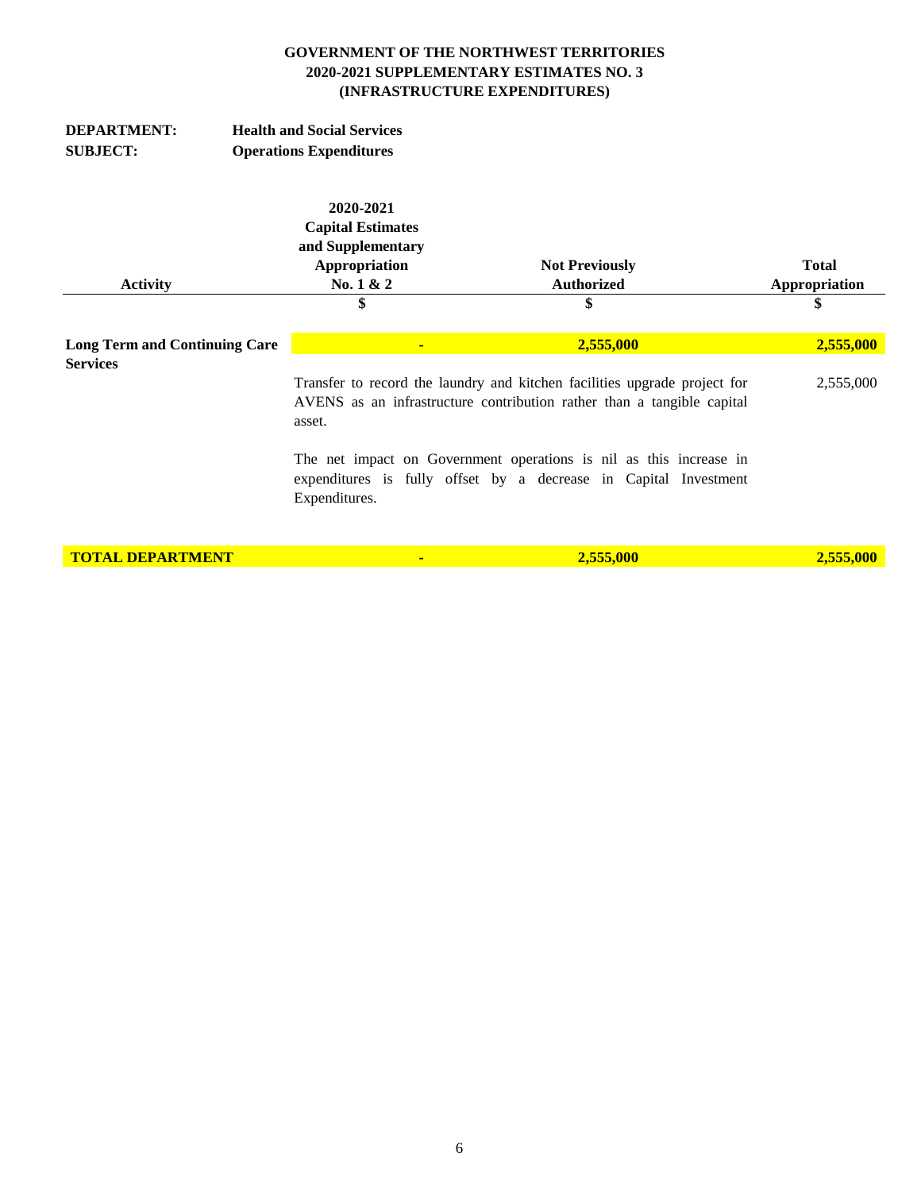**GOVERNMENT OF THE NORTHWEST TERRITORIES**
**2020-2021 SUPPLEMENTARY ESTIMATES NO. 3**
**(INFRASTRUCTURE EXPENDITURES)**

**DEPARTMENT:** **Health and Social Services**
**SUBJECT:** **Operations Expenditures**

| Activity | 2020-2021 Capital Estimates and Supplementary Appropriation No. 1 & 2 | Not Previously Authorized | Total Appropriation |
|---|---|---|---|
| | $ | $ | $ |
| **Long Term and Continuing Care Services** | - | **2,555,000** | **2,555,000** |
| | Transfer to record the laundry and kitchen facilities upgrade project for AVENS as an infrastructure contribution rather than a tangible capital asset. | | 2,555,000 |
| | The net impact on Government operations is nil as this increase in expenditures is fully offset by a decrease in Capital Investment Expenditures. | | |
| **TOTAL DEPARTMENT** | - | **2,555,000** | **2,555,000** |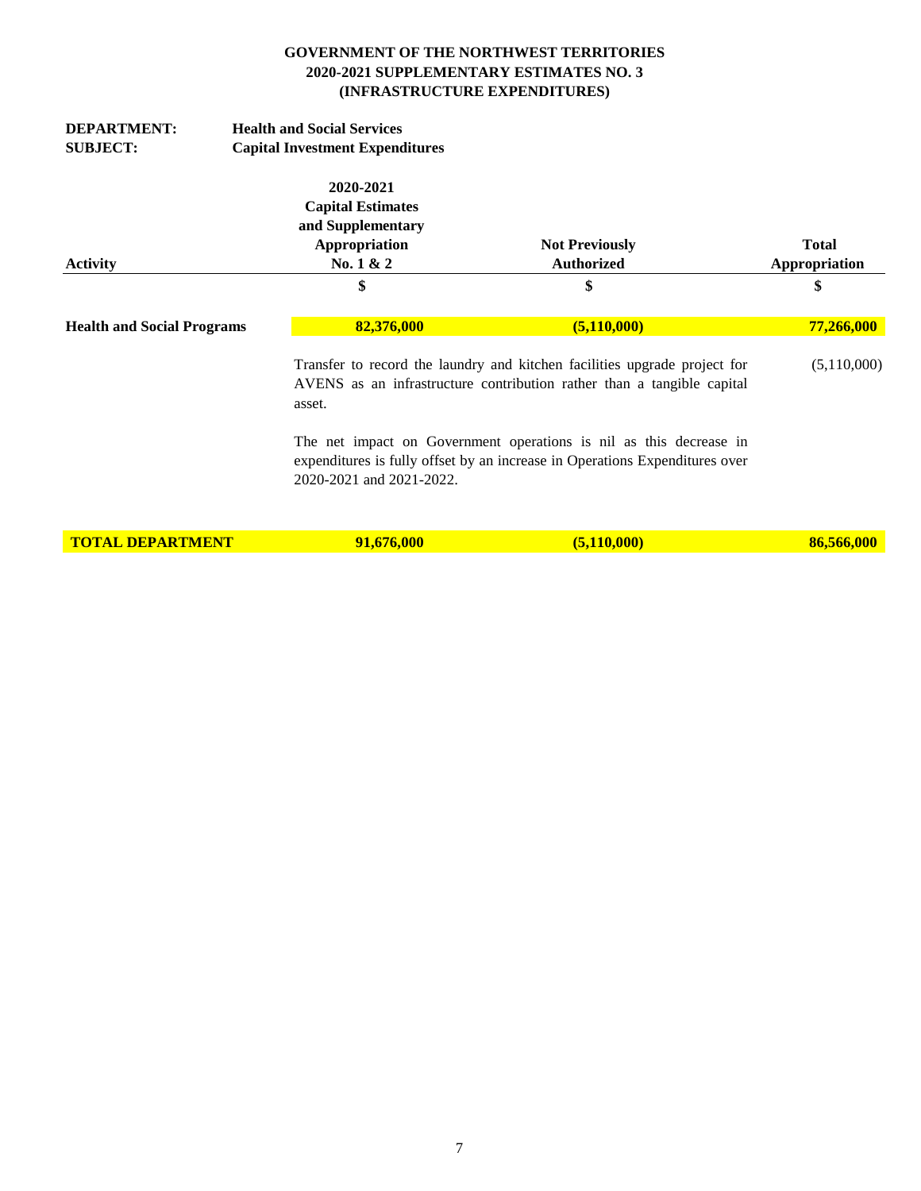**GOVERNMENT OF THE NORTHWEST TERRITORIES**
**2020-2021 SUPPLEMENTARY ESTIMATES NO. 3**
**(INFRASTRUCTURE EXPENDITURES)**

**DEPARTMENT:** **Health and Social Services**
**SUBJECT:** **Capital Investment Expenditures**

| Activity | 2020-2021 Capital Estimates and Supplementary Appropriation No. 1 & 2 | Not Previously Authorized | Total Appropriation |
|---|---|---|---|
| | $ | $ | $ |
| **Health and Social Programs** | **82,376,000** | **(5,110,000)** | **77,266,000** |
| | Transfer to record the laundry and kitchen facilities upgrade project for AVENS as an infrastructure contribution rather than a tangible capital asset. | | (5,110,000) |
| | The net impact on Government operations is nil as this decrease in expenditures is fully offset by an increase in Operations Expenditures over 2020-2021 and 2021-2022. | | |
| **TOTAL DEPARTMENT** | **91,676,000** | **(5,110,000)** | **86,566,000** |